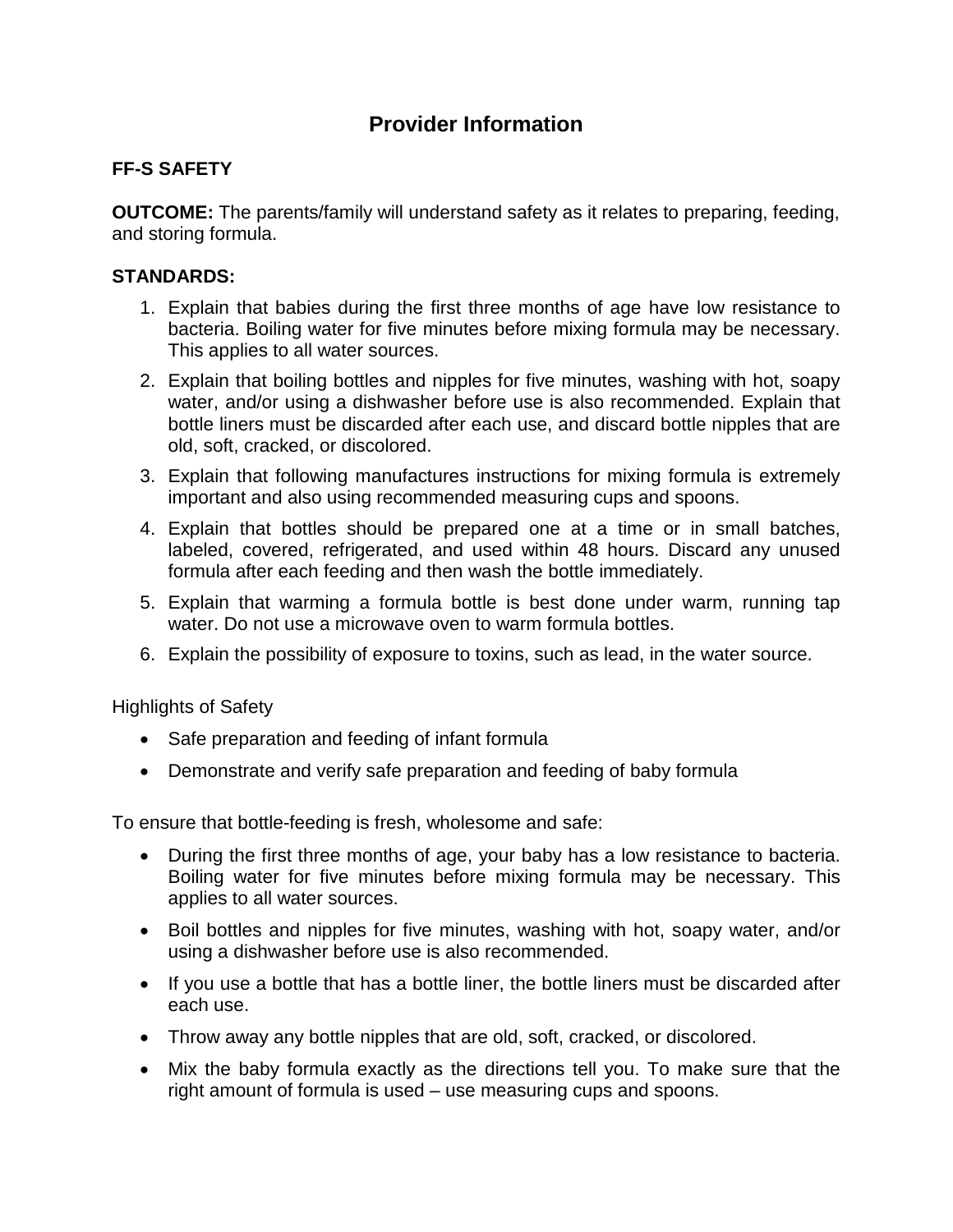# Provider Information

**FF-S SAFETY**

**OUTCOME:** The parents/family will understand safety as it relates to preparing, feeding, and storing formula.

**STANDARDS:**

1. Explain that babies during the first three months of age have low resistance to bacteria. Boiling water for five minutes before mixing formula may be necessary. This applies to all water sources.
2. Explain that boiling bottles and nipples for five minutes, washing with hot, soapy water, and/or using a dishwasher before use is also recommended. Explain that bottle liners must be discarded after each use, and discard bottle nipples that are old, soft, cracked, or discolored.
3. Explain that following manufactures instructions for mixing formula is extremely important and also using recommended measuring cups and spoons.
4. Explain that bottles should be prepared one at a time or in small batches, labeled, covered, refrigerated, and used within 48 hours. Discard any unused formula after each feeding and then wash the bottle immediately.
5. Explain that warming a formula bottle is best done under warm, running tap water. Do not use a microwave oven to warm formula bottles.
6. Explain the possibility of exposure to toxins, such as lead, in the water source.

Highlights of Safety

- Safe preparation and feeding of infant formula
- Demonstrate and verify safe preparation and feeding of baby formula

To ensure that bottle-feeding is fresh, wholesome and safe:

- During the first three months of age, your baby has a low resistance to bacteria. Boiling water for five minutes before mixing formula may be necessary. This applies to all water sources.
- Boil bottles and nipples for five minutes, washing with hot, soapy water, and/or using a dishwasher before use is also recommended.
- If you use a bottle that has a bottle liner, the bottle liners must be discarded after each use.
- Throw away any bottle nipples that are old, soft, cracked, or discolored.
- Mix the baby formula exactly as the directions tell you. To make sure that the right amount of formula is used – use measuring cups and spoons.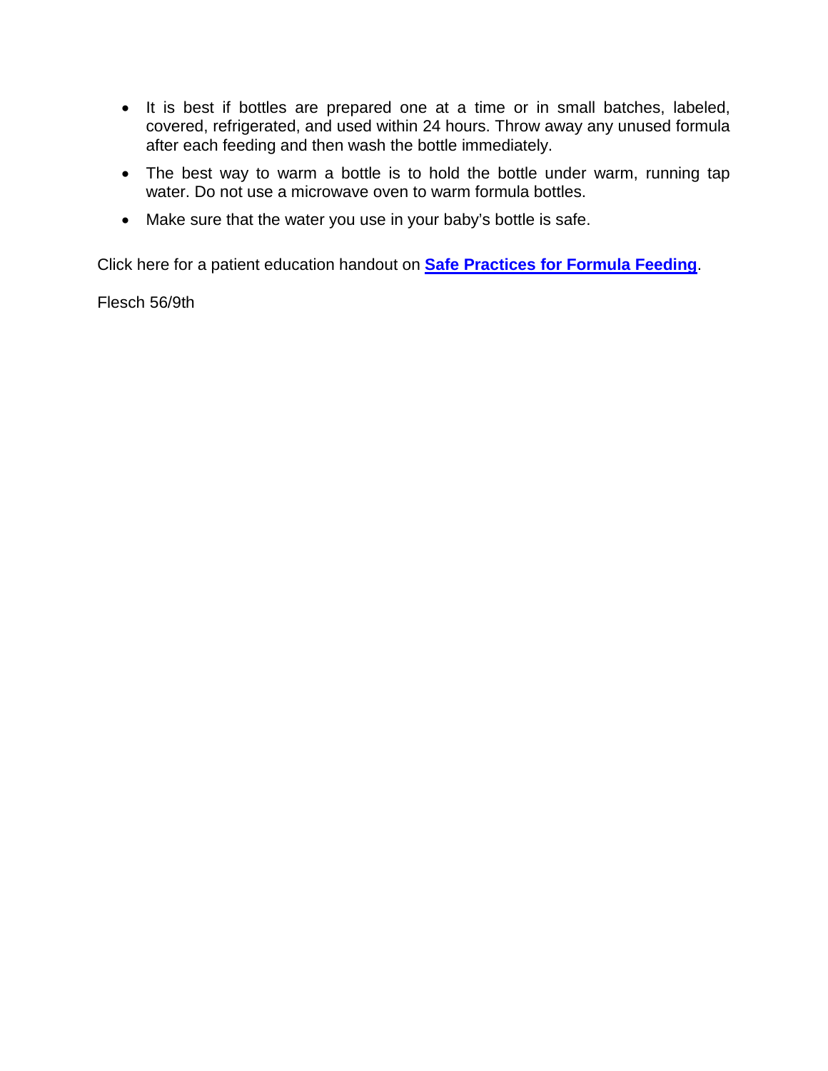- It is best if bottles are prepared one at a time or in small batches, labeled, covered, refrigerated, and used within 24 hours. Throw away any unused formula after each feeding and then wash the bottle immediately.
- The best way to warm a bottle is to hold the bottle under warm, running tap water. Do not use a microwave oven to warm formula bottles.
- Make sure that the water you use in your baby's bottle is safe.

Click here for a patient education handout on **Safe Practices for Formula Feeding**.

Flesch 56/9th